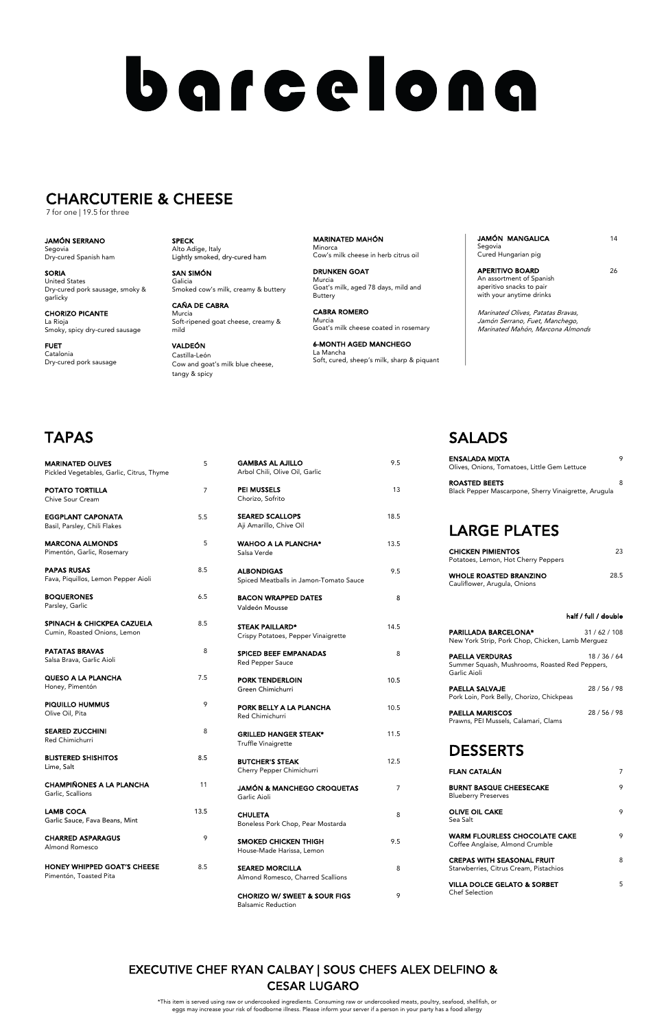# barcelona

## CHARCUTERIE & CHEESE

7 for one | 19.5 for three

**JAMÓN SERRANO**
Segovia
Dry-cured Spanish ham

**SORIA**
United States
Dry-cured pork sausage, smoky & garlicky

**CHORIZO PICANTE**
La Rioja
Smoky, spicy dry-cured sausage

**FUET**
Catalonia
Dry-cured pork sausage

**SPECK**
Alto Adige, Italy
Lightly smoked, dry-cured ham

**SAN SIMÓN**
Galicia
Smoked cow's milk, creamy & buttery

**CAÑA DE CABRA**
Murcia
Soft-ripened goat cheese, creamy & mild

**VALDEÓN**
Castilla-León
Cow and goat's milk blue cheese, tangy & spicy

**MARINATED MAHÓN**
Minorca
Cow's milk cheese in herb citrus oil

**DRUNKEN GOAT**
Murcia
Goat's milk, aged 78 days, mild and Buttery

**CABRA ROMERO**
Murcia
Goat's milk cheese coated in rosemary

**6-MONTH AGED MANCHEGO**
La Mancha
Soft, cured, sheep's milk, sharp & piquant

**JAMÓN MANGALICA** 14
Segovia
Cured Hungarian pig

**APERITIVO BOARD** 26
An assortment of Spanish aperitivo snacks to pair with your anytime drinks

*Marinated Olives, Patatas Bravas, Jamón Serrano, Fuet, Manchego, Marinated Mahón, Marcona Almonds*

## TAPAS

**MARINATED OLIVES** 5
Pickled Vegetables, Garlic, Citrus, Thyme

**POTATO TORTILLA** 7
Chive Sour Cream

**EGGPLANT CAPONATA** 5.5
Basil, Parsley, Chili Flakes

**MARCONA ALMONDS** 5
Pimentón, Garlic, Rosemary

**PAPAS RUSAS** 8.5
Fava, Piquillos, Lemon Pepper Aioli

**BOQUERONES** 6.5
Parsley, Garlic

**SPINACH & CHICKPEA CAZUELA** 8.5
Cumin, Roasted Onions, Lemon

**PATATAS BRAVAS** 8
Salsa Brava, Garlic Aioli

**QUESO A LA PLANCHA** 7.5
Honey, Pimentón

**PIQUILLO HUMMUS** 9
Olive Oil, Pita

**SEARED ZUCCHINI** 8
Red Chimichurri

**BLISTERED SHISHITOS** 8.5
Lime, Salt

**CHAMPIÑONES A LA PLANCHA** 11
Garlic, Scallions

**LAMB COCA** 13.5
Garlic Sauce, Fava Beans, Mint

**CHARRED ASPARAGUS** 9
Almond Romesco

**HONEY WHIPPED GOAT'S CHEESE** 8.5
Pimentón, Toasted Pita

**GAMBAS AL AJILLO** 9.5
Arbol Chili, Olive Oil, Garlic

**PEI MUSSELS** 13
Chorizo, Sofrito

**SEARED SCALLOPS** 18.5
Aji Amarillo, Chive Oil

**WAHOO A LA PLANCHA*** 13.5
Salsa Verde

**ALBONDIGAS** 9.5
Spiced Meatballs in Jamon-Tomato Sauce

**BACON WRAPPED DATES** 8
Valdeón Mousse

**STEAK PAILLARD*** 14.5
Crispy Potatoes, Pepper Vinaigrette

**SPICED BEEF EMPANADAS** 8
Red Pepper Sauce

**PORK TENDERLOIN** 10.5
Green Chimichurri

**PORK BELLY A LA PLANCHA** 10.5
Red Chimichurri

**GRILLED HANGER STEAK*** 11.5
Truffle Vinaigrette

**BUTCHER'S STEAK** 12.5
Cherry Pepper Chimichurri

**JAMÓN & MANCHEGO CROQUETAS** 7
Garlic Aioli

**CHULETA** 8
Boneless Pork Chop, Pear Mostarda

**SMOKED CHICKEN THIGH** 9.5
House-Made Harissa, Lemon

**SEARED MORCILLA** 8
Almond Romesco, Charred Scallions

**CHORIZO W/ SWEET & SOUR FIGS** 9
Balsamic Reduction

## SALADS

**ENSALADA MIXTA** 9
Olives, Onions, Tomatoes, Little Gem Lettuce

**ROASTED BEETS** 8
Black Pepper Mascarpone, Sherry Vinaigrette, Arugula

## LARGE PLATES

**CHICKEN PIMIENTOS** 23
Potatoes, Lemon, Hot Cherry Peppers

**WHOLE ROASTED BRANZINO** 28.5
Cauliflower, Arugula, Onions

**half / full / double**

**PARILLADA BARCELONA*** 31 / 62 / 108
New York Strip, Pork Chop, Chicken, Lamb Merguez

**PAELLA VERDURAS** 18 / 36 / 64
Summer Squash, Mushrooms, Roasted Red Peppers, Garlic Aioli

**PAELLA SALVAJE** 28 / 56 / 98
Pork Loin, Pork Belly, Chorizo, Chickpeas

**PAELLA MARISCOS** 28 / 56 / 98
Prawns, PEI Mussels, Calamari, Clams

## DESSERTS

**FLAN CATALÁN** 7

**BURNT BASQUE CHEESECAKE** 9
Blueberry Preserves

**OLIVE OIL CAKE** 9
Sea Salt

**WARM FLOURLESS CHOCOLATE CAKE** 9
Coffee Anglaise, Almond Crumble

**CREPAS WITH SEASONAL FRUIT** 8
Starwberries, Citrus Cream, Pistachios

**VILLA DOLCE GELATO & SORBET** 5
Chef Selection

## EXECUTIVE CHEF RYAN CALBAY | SOUS CHEFS ALEX DELFINO & CESAR LUGARO

*This item is served using raw or undercooked ingredients. Consuming raw or undercooked meats, poultry, seafood, shellfish, or eggs may increase your risk of foodborne illness. Please inform your server if a person in your party has a food allergy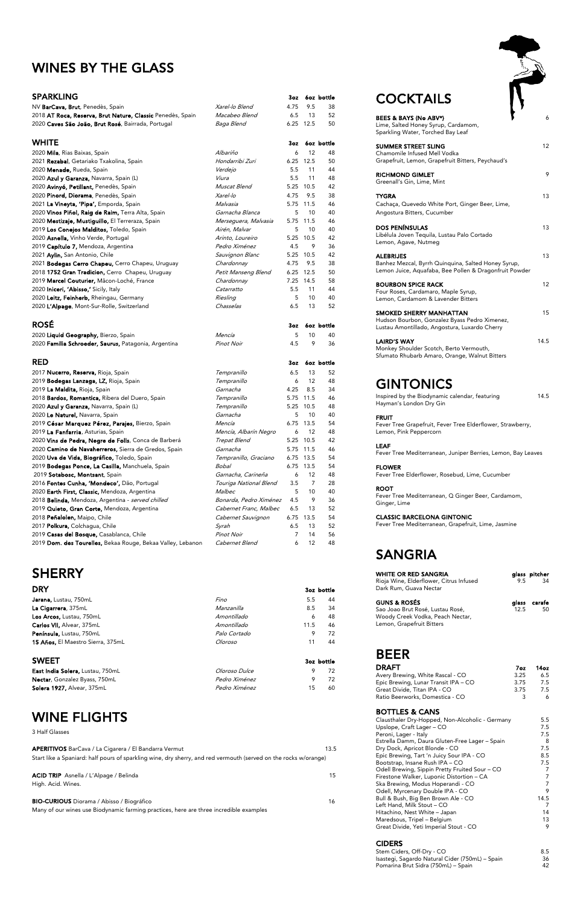# WINES BY THE GLASS

## SPARKLING

| SPARKLING | | 3oz | 6oz | bottle |
|---|---|---|---|---|
| NV **BarCava, Brut**, Penedès, Spain | *Xarel-lo Blend* | 4.75 | 9.5 | 38 |
| 2018 **AT Roca, Reserva, Brut Nature, Classic** Penedès, Spain | *Macabeo Blend* | 6.5 | 13 | 52 |
| 2020 **Caves São João, Brut Rosé**, Bairrada, Portugal | *Baga Blend* | 6.25 | 12.5 | 50 |

## WHITE

| WHITE | | 3oz | 6oz | bottle |
|---|---|---|---|---|
| 2020 **Mila**, Rias Baixas, Spain | *Albariño* | 6 | 12 | 48 |
| 2021 **Rezabal**, Getariako Txakolina, Spain | *Hondarribi Zuri* | 6.25 | 12.5 | 50 |
| 2020 **Menade**, Rueda, Spain | *Verdejo* | 5.5 | 11 | 44 |
| 2020 **Azul y Garanza**, Navarra, Spain (L) | *Viura* | 5.5 | 11 | 48 |
| 2020 **Avinyó, Petillant**, Penedès, Spain | *Muscat Blend* | 5.25 | 10.5 | 42 |
| 2020 **Pinord, Diorama**, Penedès, Spain | *Xarel-lo* | 4.75 | 9.5 | 38 |
| 2021 **La Vineyta, 'Pipa'**, Emporda, Spain | *Malvasia* | 5.75 | 11.5 | 46 |
| 2020 **Vinos Piñol, Raig de Raim,** Terra Alta, Spain | *Garnacha Blanca* | 5 | 10 | 40 |
| 2020 **Mestizaje, Mustiguillo,** El Terreraza, Spain | *Merseguera, Malvasia* | 5.75 | 11.5 | 46 |
| 2019 **Los Conejos Malditos,** Toledo, Spain | *Airén, Malvar* | 5 | 10 | 40 |
| 2020 **Asnella,** Vinho Verde, Portugal | *Arinto, Loureiro* | 5.25 | 10.5 | 42 |
| 2019 **Capítulo 7,** Mendoza, Argentina | *Pedro Ximénez* | 4.5 | 9 | 36 |
| 2021 **Aylin,** San Antonio, Chile | *Sauvignon Blanc* | 5.25 | 10.5 | 42 |
| 2021 **Bodegas Cerro Chapeu,** Cerro Chapeu, Uruguay | *Chardonnay* | 4.75 | 9.5 | 38 |
| 2018 **1752 Gran Tradicion,** Cerro Chapeu, Uruguay | *Petit Manseng Blend* | 6.25 | 12.5 | 50 |
| 2019 **Marcel Couturier,** Mâcon-Loché, France | *Chardonnay* | 7.25 | 14.5 | 58 |
| 2020 **Inicerì, 'Abisso,'** Sicily, Italy | *Catarratto* | 5.5 | 11 | 44 |
| 2020 **Leitz, Feinherb,** Rheingau, Germany | *Riesling* | 5 | 10 | 40 |
| 2020 **L'Alpage**, Mont-Sur-Rolle, Switzerland | *Chasselas* | 6.5 | 13 | 52 |

## ROSÉ

| ROSÉ | | 3oz | 6oz | bottle |
|---|---|---|---|---|
| 2020 **Liquid Geography,** Bierzo, Spain | *Mencía* | 5 | 10 | 40 |
| 2020 **Familia Schroeder, Saurus,** Patagonia, Argentina | *Pinot Noir* | 4.5 | 9 | 36 |

## RED

| RED | | 3oz | 6oz | bottle |
|---|---|---|---|---|
| 2017 **Nucerro, Reserva,** Rioja, Spain | *Tempranillo* | 6.5 | 13 | 52 |
| 2019 **Bodegas Lanzaga, LZ,** Rioja, Spain | *Tempranillo* | 6 | 12 | 48 |
| 2019 **La Maldita,** Rioja, Spain | *Garnacha* | 4.25 | 8.5 | 34 |
| 2018 **Bardos, Romantica,** Ribera del Duero, Spain | *Tempranillo* | 5.75 | 11.5 | 46 |
| 2020 **Azul y Garanza,** Navarra, Spain (L) | *Tempranillo* | 5.25 | 10.5 | 48 |
| 2020 **Le Naturel,** Navarra, Spain | *Garnacha* | 5 | 10 | 40 |
| 2019 **César Marquez Pérez, Parajes,** Bierzo, Spain | *Mencía* | 6.75 | 13.5 | 54 |
| 2019 **La Fanfarria,** Asturias, Spain | *Mencía, Albarín Negro* | 6 | 12 | 48 |
| 2020 **Vins de Pedra, Negre de Folls,** Conca de Barberá | *Trepat Blend* | 5.25 | 10.5 | 42 |
| 2020 **Camino de Navaherreros,** Sierra de Gredos, Spain | *Garnacha* | 5.75 | 11.5 | 46 |
| 2020 **Uva de Vida, Biográfico,** Toledo, Spain | *Tempranillo, Graciano* | 6.75 | 13.5 | 54 |
| 2019 **Bodegas Ponce, La Casilla,** Manchuela, Spain | *Bobal* | 6.75 | 13.5 | 54 |
| 2019 **Sotobosc, Montsant**, Spain | *Garnacha, Cariñeña* | 6 | 12 | 48 |
| 2016 **Fontes Cunha, 'Mondeco',** Dão, Portugal | *Touriga National Blend* | 3.5 | 7 | 28 |
| 2020 **Earth First, Classic,** Mendoza, Argentina | *Malbec* | 5 | 10 | 40 |
| 2018 **Belinda,** Mendoza, Argentina - *served chilled* | *Bonarda, Pedro Ximénez* | 4.5 | 9 | 36 |
| 2019 **Quieto, Gran Corte,** Mendoza, Argentina | *Cabernet Franc, Malbec* | 6.5 | 13 | 52 |
| 2018 **Peñalolen,** Maipo, Chile | *Cabernet Sauvignon* | 6.75 | 13.5 | 54 |
| 2017 **Polkura,** Colchagua, Chile | *Syrah* | 6.5 | 13 | 52 |
| 2019 **Casas del Bosque,** Casablanca, Chile | *Pinot Noir* | 7 | 14 | 56 |
| 2019 **Dom. des Tourelles,** Bekaa Rouge, Bekaa Valley, Lebanon | *Cabernet Blend* | 6 | 12 | 48 |

# SHERRY

## DRY

| DRY | | 3oz | bottle |
|---|---|---|---|
| **Jarana,** Lustau, 750mL | *Fino* | 5.5 | 44 |
| **La Cigarrera**, 375mL | *Manzanilla* | 8.5 | 34 |
| **Los Arcos,** Lustau, 750mL | *Amontillado* | 6 | 48 |
| **Carlos VII,** Alvear, 375mL | *Amontillado* | 11.5 | 46 |
| **Península,** Lustau, 750mL | *Palo Cortado* | 9 | 72 |
| **15 Años,** El Maestro Sierra, 375mL | *Oloroso* | 11 | 44 |

## SWEET

| SWEET | | 3oz | bottle |
|---|---|---|---|
| **East India Solera,** Lustau, 750mL | *Oloroso Dulce* | 9 | 72 |
| **Nectar**, Gonzalez Byass, 750mL | *Pedro Ximénez* | 9 | 72 |
| **Solera 1927,** Alvear, 375mL | *Pedro Ximénez* | 15 | 60 |

# WINE FLIGHTS

3 Half Glasses

**APERITIVOS** BarCava / La Cigarera / El Bandarra Vermut — 13.5
Start like a Spaniard: half pours of sparkling wine, dry sherry, and red vermouth (served on the rocks w/orange)

**ACID TRIP** Asnella / L'Alpage / Belinda — 15
High. Acid. Wines.

**BIO-CURIOUS** Diorama / Abisso / Biográfico — 16
Many of our wines use Biodynamic farming practices, here are three incredible examples

# COCKTAILS

**BEES & BAYS (No ABV\*)** — 6
Lime, Salted Honey Syrup, Cardamom, Sparkling Water, Torched Bay Leaf

**SUMMER STREET SLING** — 12
Chamomile Infused Mell Vodka
Grapefruit, Lemon, Grapefruit Bitters, Peychaud's

**RICHMOND GIMLET** — 9
Greenall's Gin, Lime, Mint

**TYGRA** — 13
Cachaça, Quevedo White Port, Ginger Beer, Lime, Angostura Bitters, Cucumber

**DOS PENÍNSULAS** — 13
Libélula Joven Tequila, Lustau Palo Cortado
Lemon, Agave, Nutmeg

**ALEBRIJES** — 13
Banhez Mezcal, Byrrh Quinquina, Salted Honey Syrup, Lemon Juice, Aquafaba, Bee Pollen & Dragonfruit Powder

**BOURBON SPICE RACK** — 12
Four Roses, Cardamaro, Maple Syrup,
Lemon, Cardamom & Lavender Bitters

**SMOKED SHERRY MANHATTAN** — 15
Hudson Bourbon, Gonzalez Byass Pedro Ximenez,
Lustau Amontillado, Angostura, Luxardo Cherry

**LAIRD'S WAY** — 14.5
Monkey Shoulder Scotch, Berto Vermouth,
Sfumato Rhubarb Amaro, Orange, Walnut Bitters

# GINTONICS

Inspired by the Biodynamic calendar, featuring Hayman's London Dry Gin — 14.5

**FRUIT**
Fever Tree Grapefruit, Fever Tree Elderflower, Strawberry, Lemon, Pink Peppercorn

**LEAF**
Fever Tree Mediterranean, Juniper Berries, Lemon, Bay Leaves

**FLOWER**
Fever Tree Elderflower, Rosebud, Lime, Cucumber

**ROOT**
Fever Tree Mediterranean, Q Ginger Beer, Cardamom, Ginger, Lime

**CLASSIC BARCELONA GINTONIC**
Fever Tree Mediterranean, Grapefruit, Lime, Jasmine

# SANGRIA

| | glass | pitcher |
|---|---|---|
| **WHITE OR RED SANGRIA**<br>Rioja Wine, Elderflower, Citrus Infused Dark Rum, Guava Nectar | 9.5 | 34 |

| | glass | carafe |
|---|---|---|
| **GUNS & ROSÉS**<br>Sao Joao Brut Rosé, Lustau Rosé, Woody Creek Vodka, Peach Nectar, Lemon, Grapefruit Bitters | 12.5 | 50 |

# BEER

## DRAFT

| DRAFT | 7oz | 14oz |
|---|---|---|
| Avery Brewing, White Rascal - CO | 3.25 | 6.5 |
| Epic Brewing, Lunar Transit IPA – CO | 3.75 | 7.5 |
| Great Divide, Titan IPA - CO | 3.75 | 7.5 |
| Ratio Beerworks, Domestica - CO | 3 | 6 |

## BOTTLES & CANS

| BOTTLES & CANS | |
|---|---|
| Clausthaler Dry-Hopped, Non-Alcoholic - Germany | 5.5 |
| Upslope, Craft Lager – CO | 7.5 |
| Peroni, Lager - Italy | 7.5 |
| Estrella Damm, Daura Gluten-Free Lager – Spain | 8 |
| Dry Dock, Apricot Blonde - CO | 7.5 |
| Epic Brewing, Tart 'n Juicy Sour IPA - CO | 8.5 |
| Bootstrap, Insane Rush IPA – CO | 7.5 |
| Odell Brewing, Sippin Pretty Fruited Sour – CO | 7 |
| Firestone Walker, Luponic Distortion – CA | 7 |
| Ska Brewing, Modus Hoperandi - CO | 7 |
| Odell, Myrcenary Double IPA - CO | 9 |
| Bull & Bush, Big Ben Brown Ale - CO | 14.5 |
| Left Hand, Milk Stout – CO | 7 |
| Hitachino, Nest White – Japan | 14 |
| Maredsous, Tripel – Belgium | 13 |
| Great Divide, Yeti Imperial Stout - CO | 9 |

## CIDERS

| CIDERS | |
|---|---|
| Stem Ciders, Off-Dry - CO | 8.5 |
| Isastegi, Sagardo Natural Cider (750mL) – Spain | 36 |
| Pomarina Brut Sidra (750mL) – Spain | 42 |